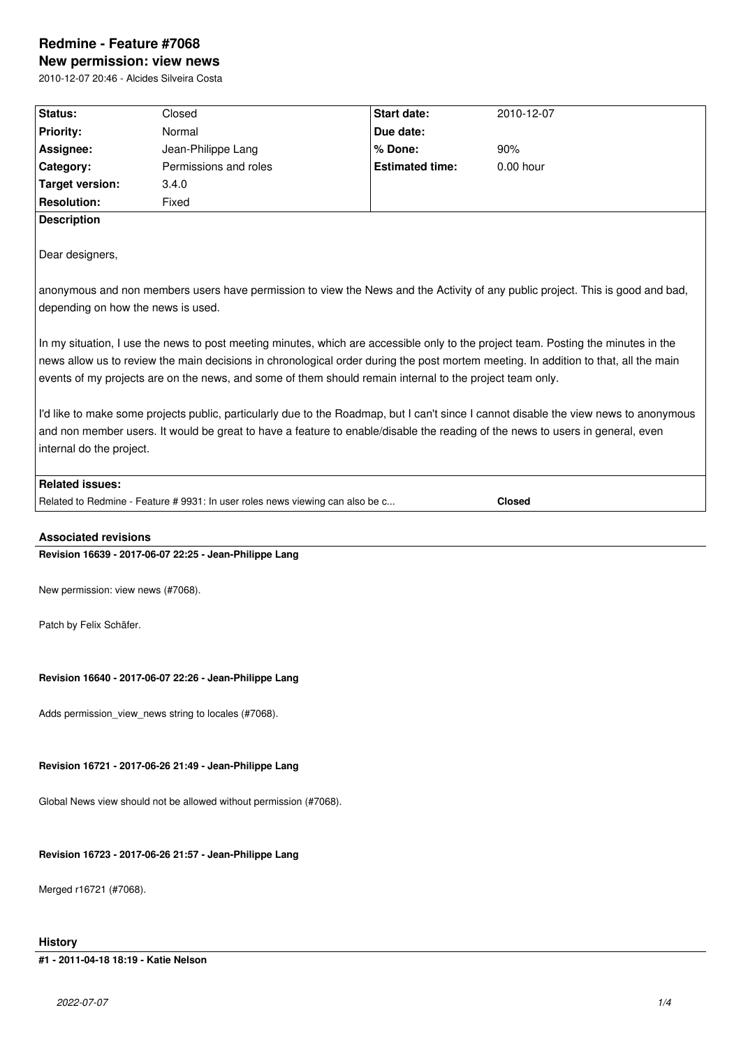# Redmine - Feature #7068

## New permission: view news

2010-12-07 20:46 - Alcides Silveira Costa

| Status: | Closed | Start date: | 2010-12-07 |
|---|---|---|---|
| Priority: | Normal | Due date: | |
| Assignee: | Jean-Philippe Lang | % Done: | 90% |
| Category: | Permissions and roles | Estimated time: | 0.00 hour |
| Target version: | 3.4.0 | | |
| Resolution: | Fixed | | |

**Description**

Dear designers,

anonymous and non members users have permission to view the News and the Activity of any public project. This is good and bad, depending on how the news is used.

In my situation, I use the news to post meeting minutes, which are accessible only to the project team. Posting the minutes in the news allow us to review the main decisions in chronological order during the post mortem meeting. In addition to that, all the main events of my projects are on the news, and some of them should remain internal to the project team only.

I'd like to make some projects public, particularly due to the Roadmap, but I can't since I cannot disable the view news to anonymous and non member users. It would be great to have a feature to enable/disable the reading of the news to users in general, even internal do the project.

**Related issues:**

| Related to Redmine - Feature # 9931: In user roles news viewing can also be c... | **Closed** |
|---|---|

### Associated revisions

**Revision 16639 - 2017-06-07 22:25 - Jean-Philippe Lang**

New permission: view news (#7068).

Patch by Felix Schäfer.

**Revision 16640 - 2017-06-07 22:26 - Jean-Philippe Lang**

Adds permission_view_news string to locales (#7068).

**Revision 16721 - 2017-06-26 21:49 - Jean-Philippe Lang**

Global News view should not be allowed without permission (#7068).

**Revision 16723 - 2017-06-26 21:57 - Jean-Philippe Lang**

Merged r16721 (#7068).

### History

**#1 - 2011-04-18 18:19 - Katie Nelson**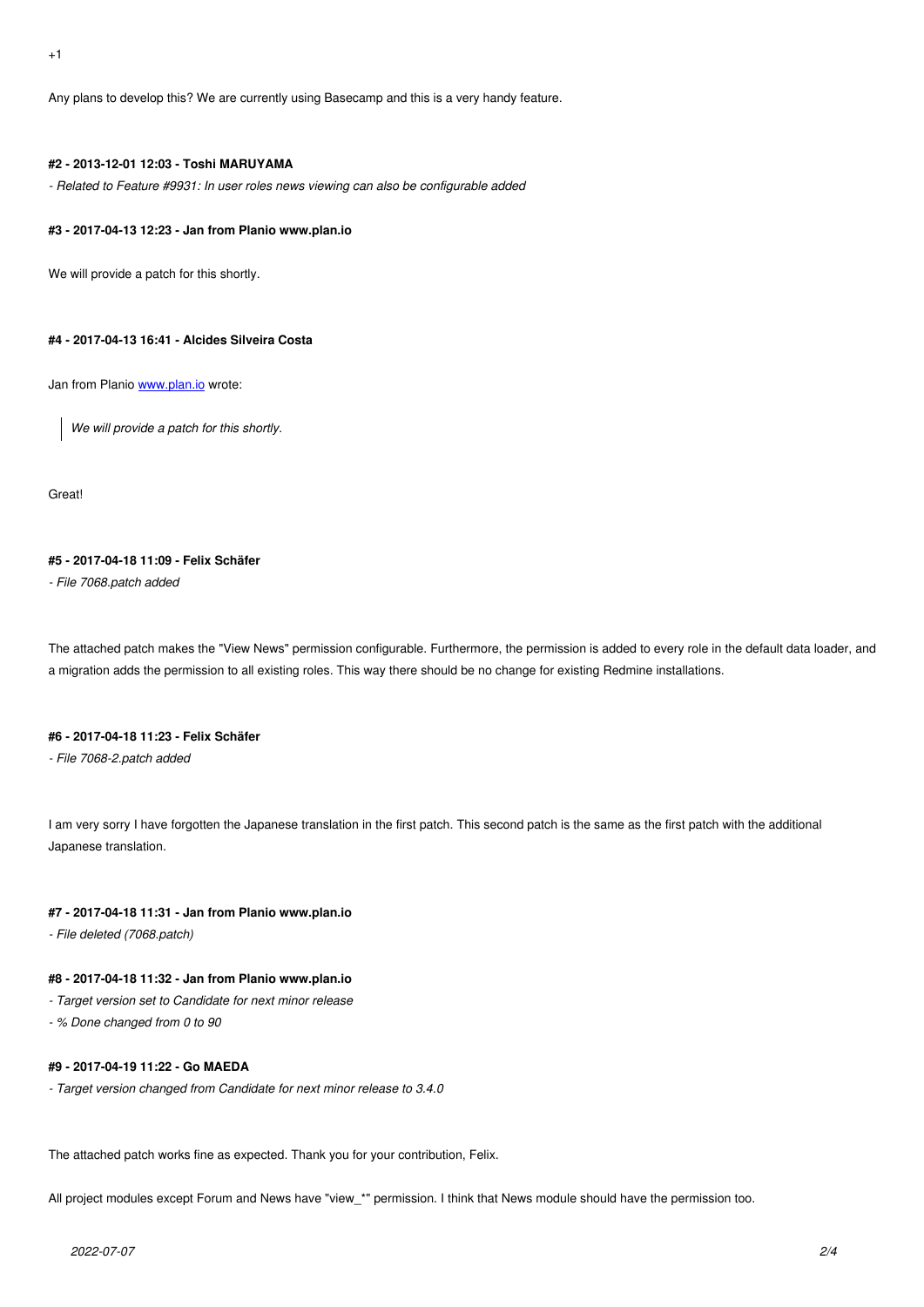+1

Any plans to develop this? We are currently using Basecamp and this is a very handy feature.

#### #2 - 2013-12-01 12:03 - Toshi MARUYAMA

*- Related to Feature #9931: In user roles news viewing can also be configurable added*

#### #3 - 2017-04-13 12:23 - Jan from Planio www.plan.io

We will provide a patch for this shortly.

#### #4 - 2017-04-13 16:41 - Alcides Silveira Costa

Jan from Planio [www.plan.io](www.plan.io) wrote:

> *We will provide a patch for this shortly.*

Great!

#### #5 - 2017-04-18 11:09 - Felix Schäfer

*- File 7068.patch added*

The attached patch makes the "View News" permission configurable. Furthermore, the permission is added to every role in the default data loader, and a migration adds the permission to all existing roles. This way there should be no change for existing Redmine installations.

#### #6 - 2017-04-18 11:23 - Felix Schäfer

*- File 7068-2.patch added*

I am very sorry I have forgotten the Japanese translation in the first patch. This second patch is the same as the first patch with the additional Japanese translation.

#### #7 - 2017-04-18 11:31 - Jan from Planio www.plan.io

*- File deleted (7068.patch)*

#### #8 - 2017-04-18 11:32 - Jan from Planio www.plan.io

*- Target version set to Candidate for next minor release*
*- % Done changed from 0 to 90*

#### #9 - 2017-04-19 11:22 - Go MAEDA

*- Target version changed from Candidate for next minor release to 3.4.0*

The attached patch works fine as expected. Thank you for your contribution, Felix.

All project modules except Forum and News have "view_*" permission. I think that News module should have the permission too.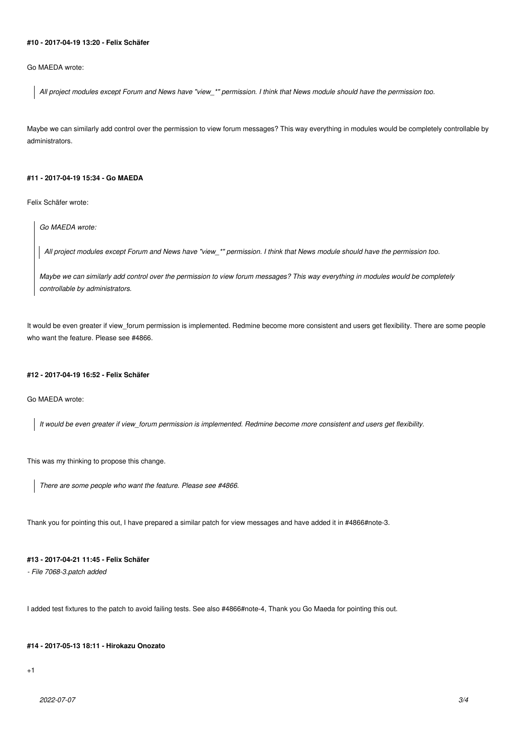#### #10 - 2017-04-19 13:20 - Felix Schäfer

Go MAEDA wrote:

> *All project modules except Forum and News have "view_*" permission. I think that News module should have the permission too.*

Maybe we can similarly add control over the permission to view forum messages? This way everything in modules would be completely controllable by administrators.

#### #11 - 2017-04-19 15:34 - Go MAEDA

Felix Schäfer wrote:

> *Go MAEDA wrote:*
>
> > *All project modules except Forum and News have "view_*" permission. I think that News module should have the permission too.*
>
> *Maybe we can similarly add control over the permission to view forum messages? This way everything in modules would be completely controllable by administrators.*

It would be even greater if view_forum permission is implemented. Redmine become more consistent and users get flexibility. There are some people who want the feature. Please see #4866.

#### #12 - 2017-04-19 16:52 - Felix Schäfer

Go MAEDA wrote:

> *It would be even greater if view_forum permission is implemented. Redmine become more consistent and users get flexibility.*

This was my thinking to propose this change.

> *There are some people who want the feature. Please see #4866.*

Thank you for pointing this out, I have prepared a similar patch for view messages and have added it in #4866#note-3.

#### #13 - 2017-04-21 11:45 - Felix Schäfer

*- File 7068-3.patch added*

I added test fixtures to the patch to avoid failing tests. See also #4866#note-4, Thank you Go Maeda for pointing this out.

#### #14 - 2017-05-13 18:11 - Hirokazu Onozato

+1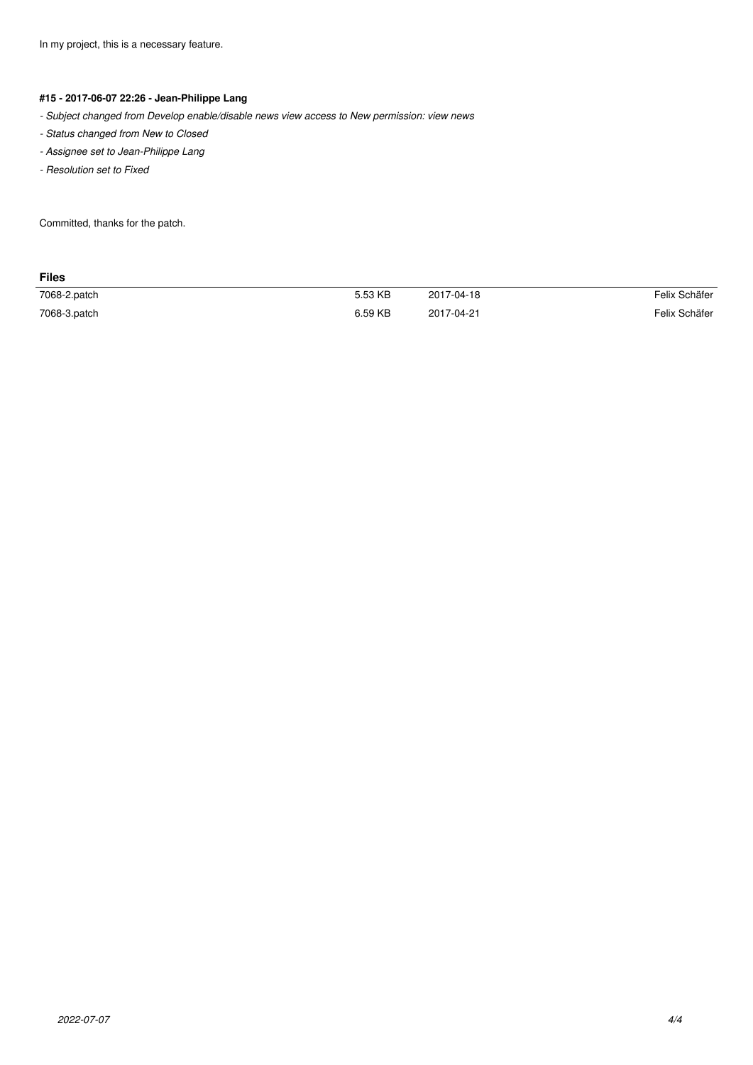In my project, this is a necessary feature.

#### #15 - 2017-06-07 22:26 - Jean-Philippe Lang

- *Subject changed from Develop enable/disable news view access to New permission: view news*
- *Status changed from New to Closed*
- *Assignee set to Jean-Philippe Lang*
- *Resolution set to Fixed*

Committed, thanks for the patch.

**Files**

| | | | |
|---|---|---|---|
| 7068-2.patch | 5.53 KB | 2017-04-18 | Felix Schäfer |
| 7068-3.patch | 6.59 KB | 2017-04-21 | Felix Schäfer |